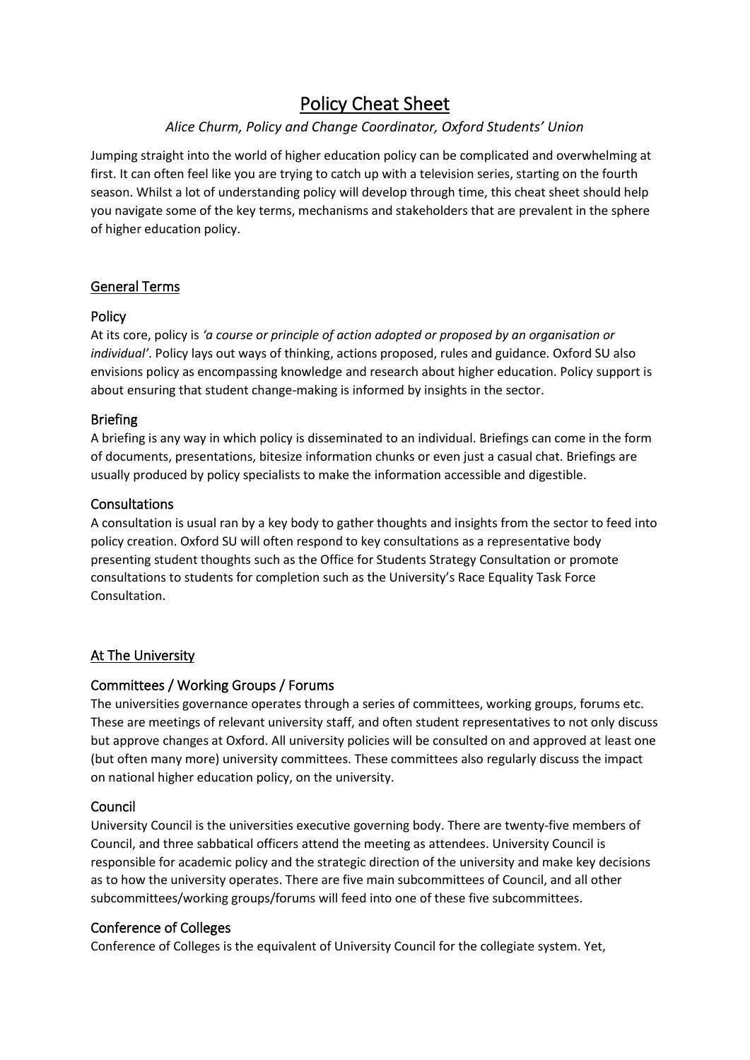# Policy Cheat Sheet

*Alice Churm, Policy and Change Coordinator, Oxford Students' Union*

Jumping straight into the world of higher education policy can be complicated and overwhelming at first. It can often feel like you are trying to catch up with a television series, starting on the fourth season. Whilst a lot of understanding policy will develop through time, this cheat sheet should help you navigate some of the key terms, mechanisms and stakeholders that are prevalent in the sphere of higher education policy.

## General Terms

### Policy

At its core, policy is *'a course or principle of action adopted or proposed by an organisation or individual'*. Policy lays out ways of thinking, actions proposed, rules and guidance. Oxford SU also envisions policy as encompassing knowledge and research about higher education. Policy support is about ensuring that student change-making is informed by insights in the sector.

### Briefing

A briefing is any way in which policy is disseminated to an individual. Briefings can come in the form of documents, presentations, bitesize information chunks or even just a casual chat. Briefings are usually produced by policy specialists to make the information accessible and digestible.

### Consultations

A consultation is usual ran by a key body to gather thoughts and insights from the sector to feed into policy creation. Oxford SU will often respond to key consultations as a representative body presenting student thoughts such as the Office for Students Strategy Consultation or promote consultations to students for completion such as the University's Race Equality Task Force Consultation.

## At The University

### Committees / Working Groups / Forums

The universities governance operates through a series of committees, working groups, forums etc. These are meetings of relevant university staff, and often student representatives to not only discuss but approve changes at Oxford. All university policies will be consulted on and approved at least one (but often many more) university committees. These committees also regularly discuss the impact on national higher education policy, on the university.

### Council

University Council is the universities executive governing body. There are twenty-five members of Council, and three sabbatical officers attend the meeting as attendees. University Council is responsible for academic policy and the strategic direction of the university and make key decisions as to how the university operates. There are five main subcommittees of Council, and all other subcommittees/working groups/forums will feed into one of these five subcommittees.

### Conference of Colleges

Conference of Colleges is the equivalent of University Council for the collegiate system. Yet,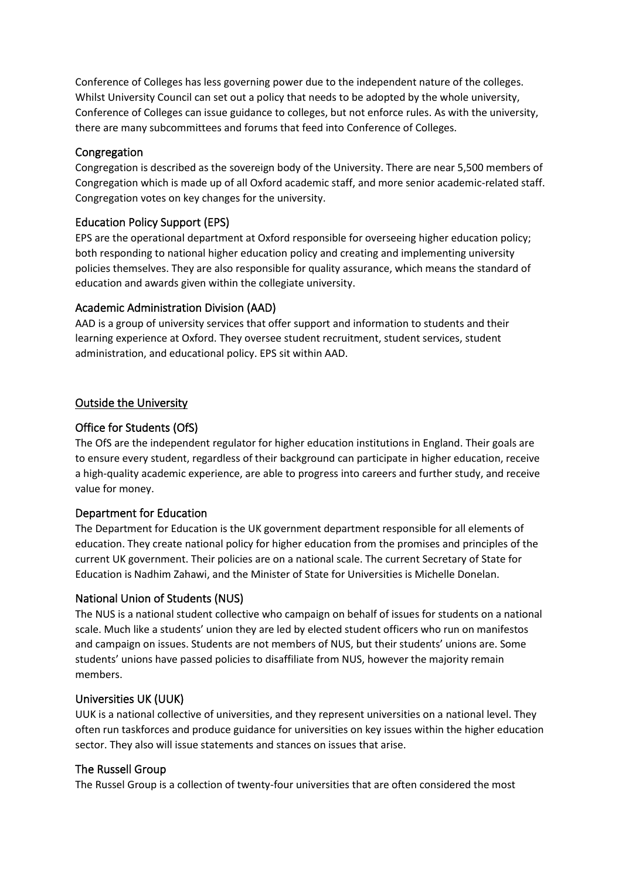Conference of Colleges has less governing power due to the independent nature of the colleges. Whilst University Council can set out a policy that needs to be adopted by the whole university, Conference of Colleges can issue guidance to colleges, but not enforce rules. As with the university, there are many subcommittees and forums that feed into Conference of Colleges.

### Congregation

Congregation is described as the sovereign body of the University. There are near 5,500 members of Congregation which is made up of all Oxford academic staff, and more senior academic-related staff. Congregation votes on key changes for the university.

### Education Policy Support (EPS)

EPS are the operational department at Oxford responsible for overseeing higher education policy; both responding to national higher education policy and creating and implementing university policies themselves. They are also responsible for quality assurance, which means the standard of education and awards given within the collegiate university.

### Academic Administration Division (AAD)

AAD is a group of university services that offer support and information to students and their learning experience at Oxford. They oversee student recruitment, student services, student administration, and educational policy. EPS sit within AAD.

## Outside the University

### Office for Students (OfS)

The OfS are the independent regulator for higher education institutions in England. Their goals are to ensure every student, regardless of their background can participate in higher education, receive a high-quality academic experience, are able to progress into careers and further study, and receive value for money.

### Department for Education

The Department for Education is the UK government department responsible for all elements of education. They create national policy for higher education from the promises and principles of the current UK government. Their policies are on a national scale. The current Secretary of State for Education is Nadhim Zahawi, and the Minister of State for Universities is Michelle Donelan.

### National Union of Students (NUS)

The NUS is a national student collective who campaign on behalf of issues for students on a national scale. Much like a students' union they are led by elected student officers who run on manifestos and campaign on issues. Students are not members of NUS, but their students' unions are. Some students' unions have passed policies to disaffiliate from NUS, however the majority remain members.

### Universities UK (UUK)

UUK is a national collective of universities, and they represent universities on a national level. They often run taskforces and produce guidance for universities on key issues within the higher education sector. They also will issue statements and stances on issues that arise.

### The Russell Group

The Russel Group is a collection of twenty-four universities that are often considered the most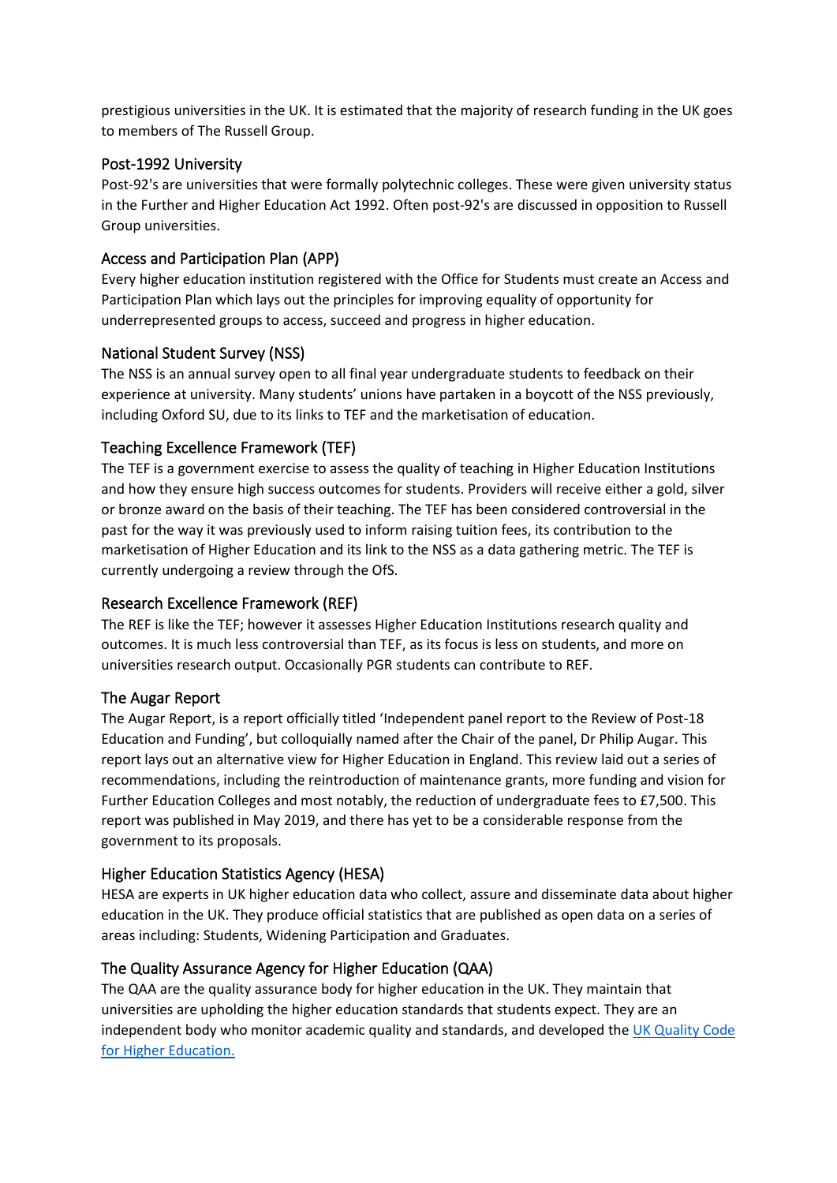prestigious universities in the UK. It is estimated that the majority of research funding in the UK goes to members of The Russell Group.

## Post-1992 University

Post-92's are universities that were formally polytechnic colleges. These were given university status in the Further and Higher Education Act 1992. Often post-92's are discussed in opposition to Russell Group universities.

## Access and Participation Plan (APP)

Every higher education institution registered with the Office for Students must create an Access and Participation Plan which lays out the principles for improving equality of opportunity for underrepresented groups to access, succeed and progress in higher education.

## National Student Survey (NSS)

The NSS is an annual survey open to all final year undergraduate students to feedback on their experience at university. Many students' unions have partaken in a boycott of the NSS previously, including Oxford SU, due to its links to TEF and the marketisation of education.

## Teaching Excellence Framework (TEF)

The TEF is a government exercise to assess the quality of teaching in Higher Education Institutions and how they ensure high success outcomes for students. Providers will receive either a gold, silver or bronze award on the basis of their teaching. The TEF has been considered controversial in the past for the way it was previously used to inform raising tuition fees, its contribution to the marketisation of Higher Education and its link to the NSS as a data gathering metric. The TEF is currently undergoing a review through the OfS.

## Research Excellence Framework (REF)

The REF is like the TEF; however it assesses Higher Education Institutions research quality and outcomes. It is much less controversial than TEF, as its focus is less on students, and more on universities research output. Occasionally PGR students can contribute to REF.

## The Augar Report

The Augar Report, is a report officially titled 'Independent panel report to the Review of Post-18 Education and Funding', but colloquially named after the Chair of the panel, Dr Philip Augar. This report lays out an alternative view for Higher Education in England. This review laid out a series of recommendations, including the reintroduction of maintenance grants, more funding and vision for Further Education Colleges and most notably, the reduction of undergraduate fees to £7,500. This report was published in May 2019, and there has yet to be a considerable response from the government to its proposals.

## Higher Education Statistics Agency (HESA)

HESA are experts in UK higher education data who collect, assure and disseminate data about higher education in the UK. They produce official statistics that are published as open data on a series of areas including: Students, Widening Participation and Graduates.

## The Quality Assurance Agency for Higher Education (QAA)

The QAA are the quality assurance body for higher education in the UK. They maintain that universities are upholding the higher education standards that students expect. They are an independent body who monitor academic quality and standards, and developed the [UK Quality Code for Higher Education.]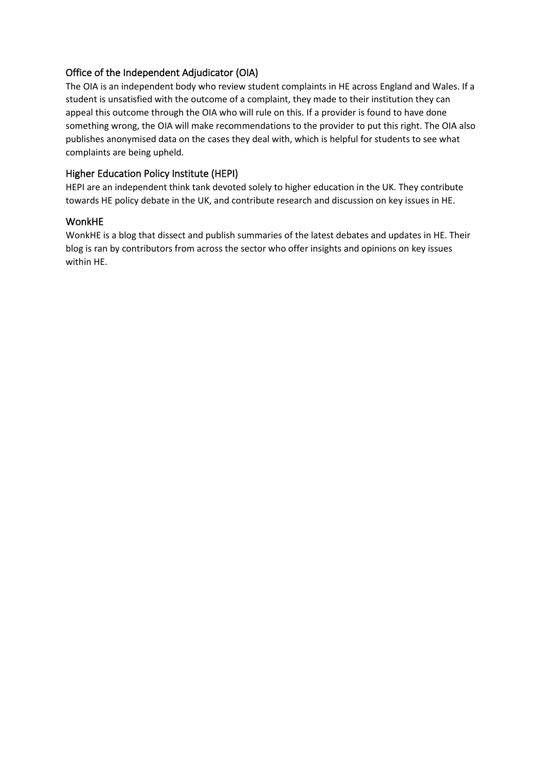## Office of the Independent Adjudicator (OIA)

The OIA is an independent body who review student complaints in HE across England and Wales. If a student is unsatisfied with the outcome of a complaint, they made to their institution they can appeal this outcome through the OIA who will rule on this. If a provider is found to have done something wrong, the OIA will make recommendations to the provider to put this right. The OIA also publishes anonymised data on the cases they deal with, which is helpful for students to see what complaints are being upheld.

## Higher Education Policy Institute (HEPI)

HEPI are an independent think tank devoted solely to higher education in the UK. They contribute towards HE policy debate in the UK, and contribute research and discussion on key issues in HE.

## WonkHE

WonkHE is a blog that dissect and publish summaries of the latest debates and updates in HE. Their blog is ran by contributors from across the sector who offer insights and opinions on key issues within HE.